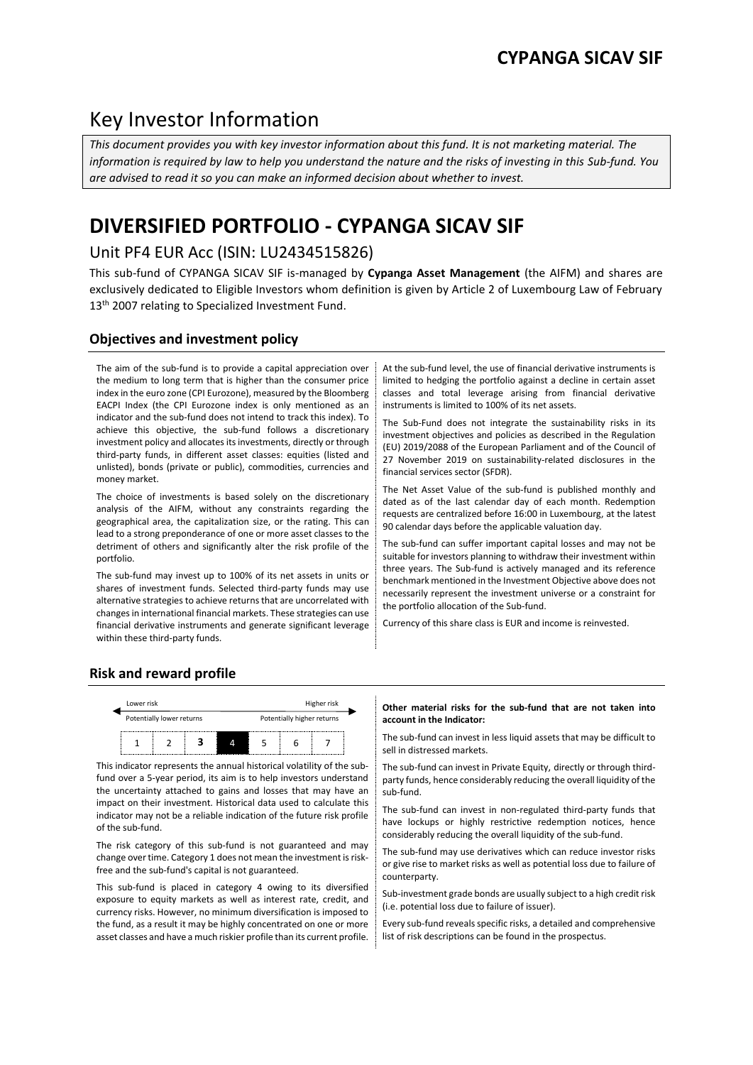# CYPANGA SICAV SIF

## Key Investor Information

*This document provides you with key investor information about this fund. It is not marketing material. The information is required by law to help you understand the nature and the risks of investing in this Sub-fund. You are advised to read it so you can make an informed decision about whether to invest.*

# DIVERSIFIED PORTFOLIO - CYPANGA SICAV SIF

## Unit PF4 EUR Acc (ISIN: LU2434515826)

This sub-fund of CYPANGA SICAV SIF is-managed by **Cypanga Asset Management** (the AIFM) and shares are exclusively dedicated to Eligible Investors whom definition is given by Article 2 of Luxembourg Law of February 13th 2007 relating to Specialized Investment Fund.

### Objectives and investment policy

The aim of the sub-fund is to provide a capital appreciation over the medium to long term that is higher than the consumer price index in the euro zone (CPI Eurozone), measured by the Bloomberg EACPI Index (the CPI Eurozone index is only mentioned as an indicator and the sub-fund does not intend to track this index). To achieve this objective, the sub-fund follows a discretionary investment policy and allocates its investments, directly or through third-party funds, in different asset classes: equities (listed and unlisted), bonds (private or public), commodities, currencies and money market.

The choice of investments is based solely on the discretionary analysis of the AIFM, without any constraints regarding the geographical area, the capitalization size, or the rating. This can lead to a strong preponderance of one or more asset classes to the detriment of others and significantly alter the risk profile of the portfolio.

The sub-fund may invest up to 100% of its net assets in units or shares of investment funds. Selected third-party funds may use alternative strategies to achieve returns that are uncorrelated with changes in international financial markets. These strategies can use financial derivative instruments and generate significant leverage within these third-party funds.

At the sub-fund level, the use of financial derivative instruments is limited to hedging the portfolio against a decline in certain asset classes and total leverage arising from financial derivative instruments is limited to 100% of its net assets.

The Sub-Fund does not integrate the sustainability risks in its investment objectives and policies as described in the Regulation (EU) 2019/2088 of the European Parliament and of the Council of 27 November 2019 on sustainability-related disclosures in the financial services sector (SFDR).

The Net Asset Value of the sub-fund is published monthly and dated as of the last calendar day of each month. Redemption requests are centralized before 16:00 in Luxembourg, at the latest 90 calendar days before the applicable valuation day.

The sub-fund can suffer important capital losses and may not be suitable for investors planning to withdraw their investment within three years. The Sub-fund is actively managed and its reference benchmark mentioned in the Investment Objective above does not necessarily represent the investment universe or a constraint for the portfolio allocation of the Sub-fund.

Currency of this share class is EUR and income is reinvested.

### Risk and reward profile

| Lower risk | | | | | | Higher risk |
|---|---|---|---|---|---|---|
| Potentially lower returns | | | | | | Potentially higher returns |
| 1 | 2 | 3 | **4** | 5 | 6 | 7 |

This indicator represents the annual historical volatility of the sub-fund over a 5-year period, its aim is to help investors understand the uncertainty attached to gains and losses that may have an impact on their investment. Historical data used to calculate this indicator may not be a reliable indication of the future risk profile of the sub-fund.

The risk category of this sub-fund is not guaranteed and may change over time. Category 1 does not mean the investment is risk-free and the sub-fund's capital is not guaranteed.

This sub-fund is placed in category 4 owing to its diversified exposure to equity markets as well as interest rate, credit, and currency risks. However, no minimum diversification is imposed to the fund, as a result it may be highly concentrated on one or more asset classes and have a much riskier profile than its current profile.

**Other material risks for the sub-fund that are not taken into account in the Indicator:**

The sub-fund can invest in less liquid assets that may be difficult to sell in distressed markets.

The sub-fund can invest in Private Equity, directly or through third-party funds, hence considerably reducing the overall liquidity of the sub-fund.

The sub-fund can invest in non-regulated third-party funds that have lockups or highly restrictive redemption notices, hence considerably reducing the overall liquidity of the sub-fund.

The sub-fund may use derivatives which can reduce investor risks or give rise to market risks as well as potential loss due to failure of counterparty.

Sub-investment grade bonds are usually subject to a high credit risk (i.e. potential loss due to failure of issuer).

Every sub-fund reveals specific risks, a detailed and comprehensive list of risk descriptions can be found in the prospectus.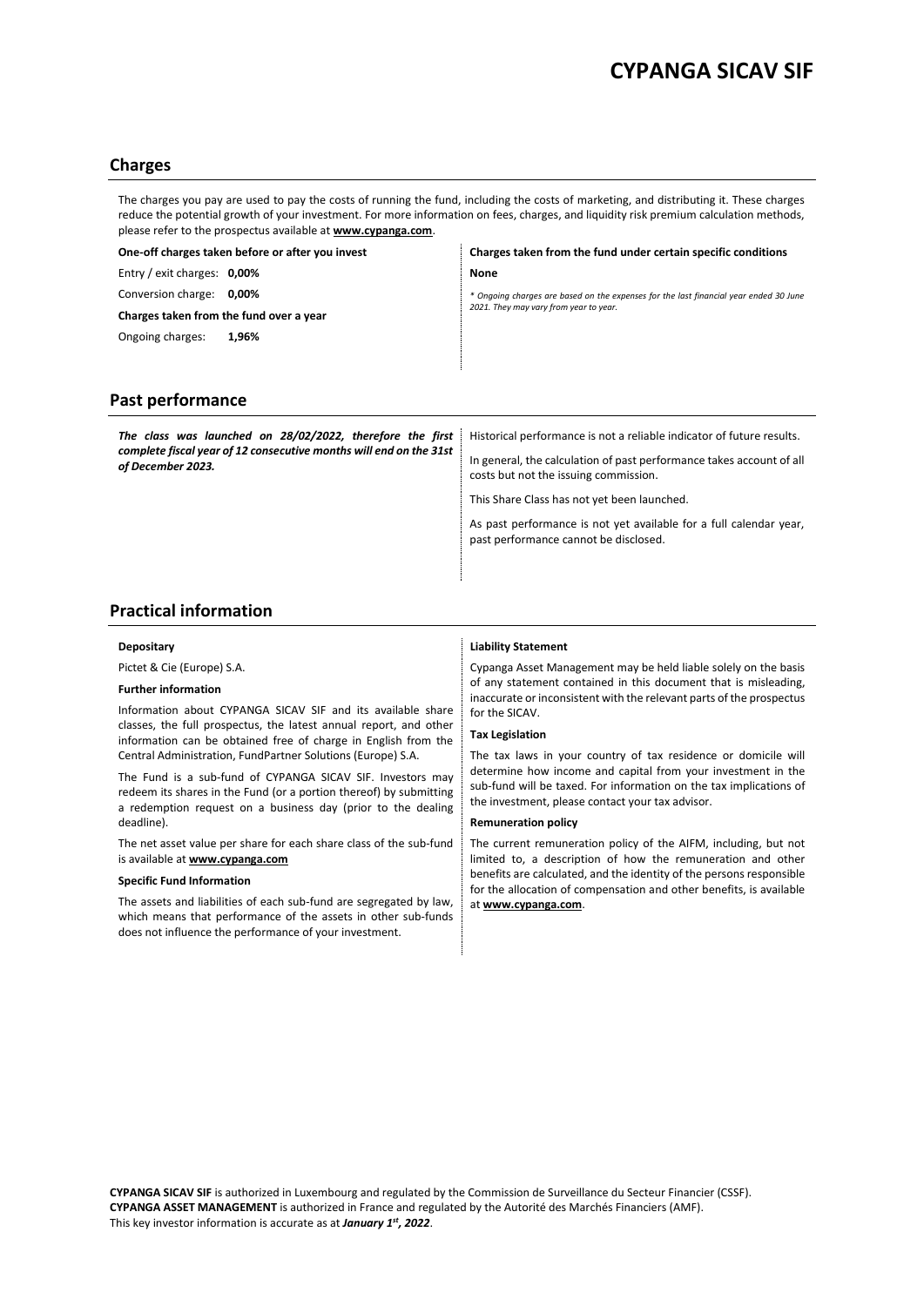# CYPANGA SICAV SIF

## Charges

The charges you pay are used to pay the costs of running the fund, including the costs of marketing, and distributing it. These charges reduce the potential growth of your investment. For more information on fees, charges, and liquidity risk premium calculation methods, please refer to the prospectus available at **www.cypanga.com**.

**One-off charges taken before or after you invest**

Entry / exit charges: **0,00%**

Conversion charge: **0,00%**

**Charges taken from the fund over a year**

Ongoing charges: **1,96%**

**Charges taken from the fund under certain specific conditions**

**None**

*\* Ongoing charges are based on the expenses for the last financial year ended 30 June 2021. They may vary from year to year.*

## Past performance

***The class was launched on 28/02/2022, therefore the first complete fiscal year of 12 consecutive months will end on the 31st of December 2023.***

Historical performance is not a reliable indicator of future results.

In general, the calculation of past performance takes account of all costs but not the issuing commission.

This Share Class has not yet been launched.

As past performance is not yet available for a full calendar year, past performance cannot be disclosed.

## Practical information

**Depositary**

Pictet & Cie (Europe) S.A.

**Further information**

Information about CYPANGA SICAV SIF and its available share classes, the full prospectus, the latest annual report, and other information can be obtained free of charge in English from the Central Administration, FundPartner Solutions (Europe) S.A.

The Fund is a sub-fund of CYPANGA SICAV SIF. Investors may redeem its shares in the Fund (or a portion thereof) by submitting a redemption request on a business day (prior to the dealing deadline).

The net asset value per share for each share class of the sub-fund is available at **www.cypanga.com**

**Specific Fund Information**

The assets and liabilities of each sub-fund are segregated by law, which means that performance of the assets in other sub-funds does not influence the performance of your investment.

**Liability Statement**

Cypanga Asset Management may be held liable solely on the basis of any statement contained in this document that is misleading, inaccurate or inconsistent with the relevant parts of the prospectus for the SICAV.

**Tax Legislation**

The tax laws in your country of tax residence or domicile will determine how income and capital from your investment in the sub-fund will be taxed. For information on the tax implications of the investment, please contact your tax advisor.

**Remuneration policy**

The current remuneration policy of the AIFM, including, but not limited to, a description of how the remuneration and other benefits are calculated, and the identity of the persons responsible for the allocation of compensation and other benefits, is available at **www.cypanga.com**.

**CYPANGA SICAV SIF** is authorized in Luxembourg and regulated by the Commission de Surveillance du Secteur Financier (CSSF).
**CYPANGA ASSET MANAGEMENT** is authorized in France and regulated by the Autorité des Marchés Financiers (AMF).
This key investor information is accurate as at ***January 1st, 2022***.